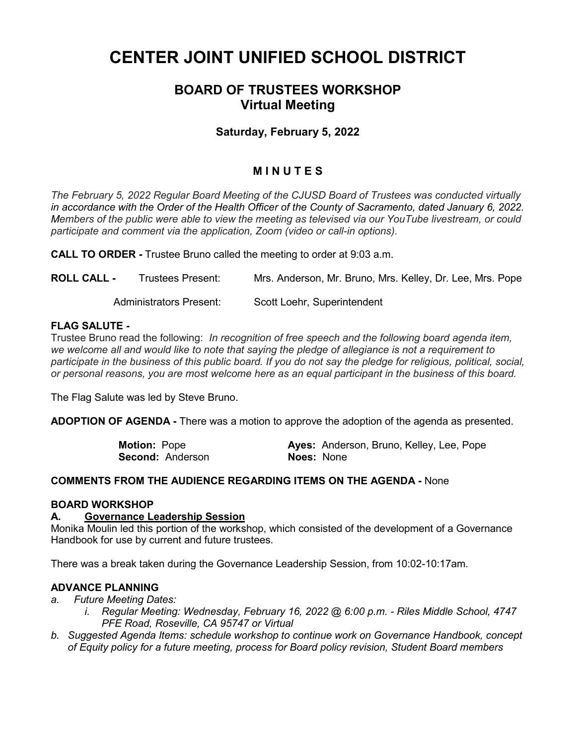# CENTER JOINT UNIFIED SCHOOL DISTRICT

## BOARD OF TRUSTEES WORKSHOP
## Virtual Meeting

### Saturday, February 5, 2022

### M I N U T E S

*The February 5, 2022 Regular Board Meeting of the CJUSD Board of Trustees was conducted virtually in accordance with the Order of the Health Officer of the County of Sacramento, dated January 6, 2022. Members of the public were able to view the meeting as televised via our YouTube livestream, or could participate and comment via the application, Zoom (video or call-in options).*

**CALL TO ORDER -** Trustee Bruno called the meeting to order at 9:03 a.m.

**ROLL CALL -** Trustees Present: Mrs. Anderson, Mr. Bruno, Mrs. Kelley, Dr. Lee, Mrs. Pope

Administrators Present: Scott Loehr, Superintendent

**FLAG SALUTE -**
Trustee Bruno read the following: *In recognition of free speech and the following board agenda item, we welcome all and would like to note that saying the pledge of allegiance is not a requirement to participate in the business of this public board. If you do not say the pledge for religious, political, social, or personal reasons, you are most welcome here as an equal participant in the business of this board.*

The Flag Salute was led by Steve Bruno.

**ADOPTION OF AGENDA -** There was a motion to approve the adoption of the agenda as presented.

**Motion:** Pope
**Second:** Anderson
**Ayes:** Anderson, Bruno, Kelley, Lee, Pope
**Noes:** None

**COMMENTS FROM THE AUDIENCE REGARDING ITEMS ON THE AGENDA -** None

**BOARD WORKSHOP**

**A. Governance Leadership Session**

Monika Moulin led this portion of the workshop, which consisted of the development of a Governance Handbook for use by current and future trustees.

There was a break taken during the Governance Leadership Session, from 10:02-10:17am.

**ADVANCE PLANNING**

a. *Future Meeting Dates:*
   i. *Regular Meeting: Wednesday, February 16, 2022 @ 6:00 p.m. - Riles Middle School, 4747 PFE Road, Roseville, CA 95747 or Virtual*

b. *Suggested Agenda Items: schedule workshop to continue work on Governance Handbook, concept of Equity policy for a future meeting, process for Board policy revision, Student Board members*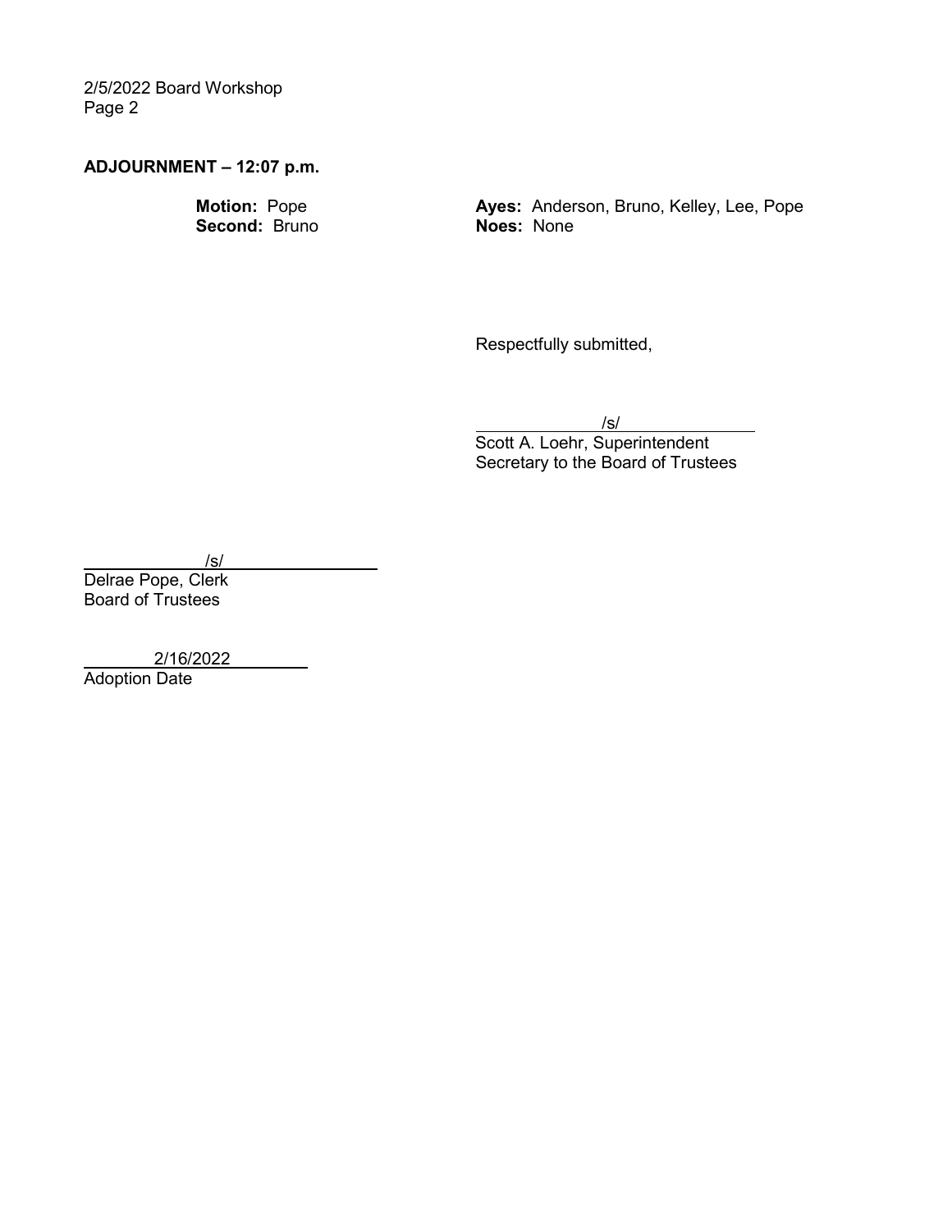## ADJOURNMENT – 12:07 p.m.

**Motion:** Pope
**Second:** Bruno

**Ayes:** Anderson, Bruno, Kelley, Lee, Pope
**Noes:** None

Respectfully submitted,

/s/
Scott A. Loehr, Superintendent
Secretary to the Board of Trustees

/s/
Delrae Pope, Clerk
Board of Trustees

2/16/2022
Adoption Date